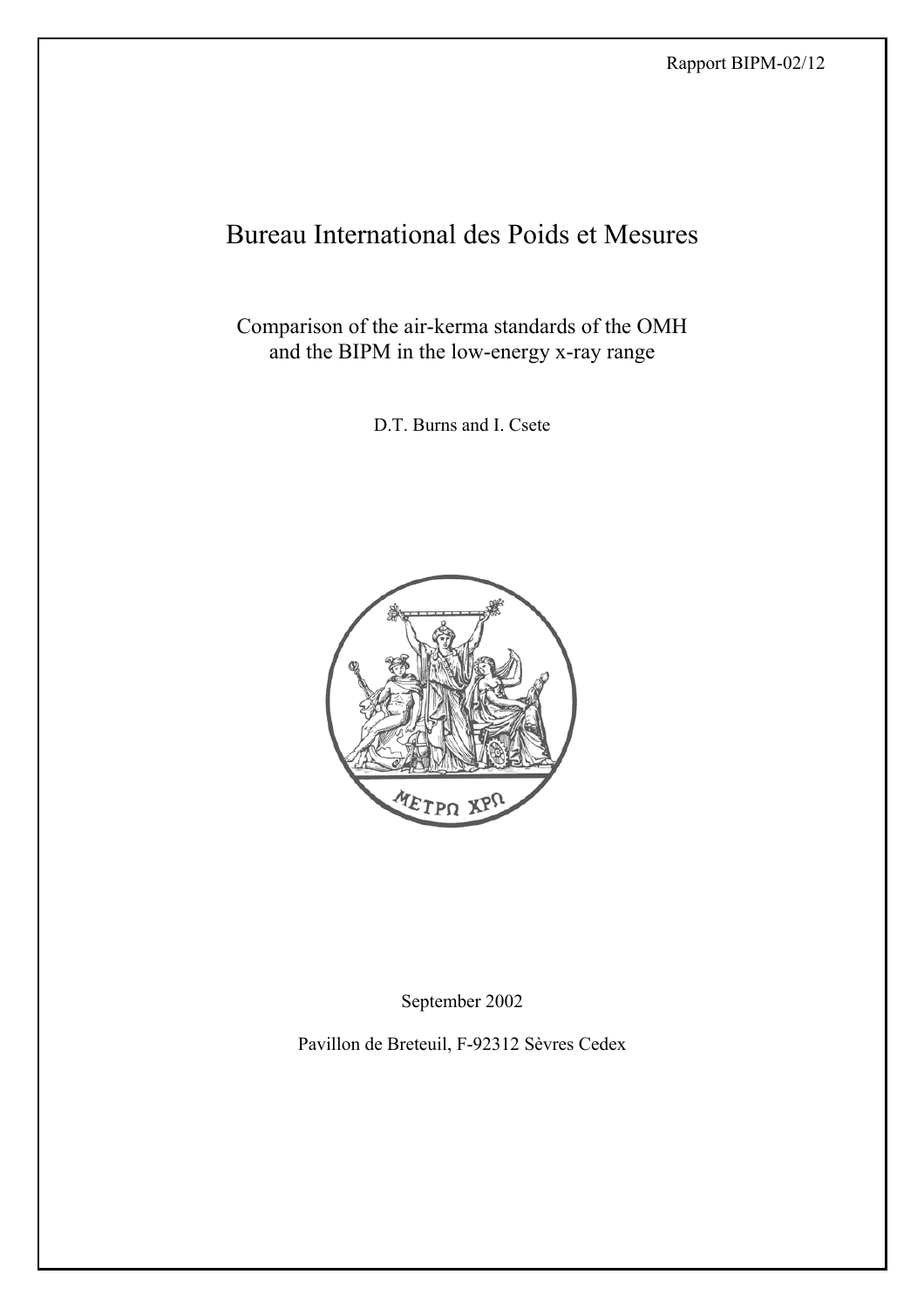Rapport BIPM-02/12

# Bureau International des Poids et Mesures

## Comparison of the air-kerma standards of the OMH and the BIPM in the low-energy x-ray range

D.T. Burns and I. Csete

September 2002

Pavillon de Breteuil, F-92312 Sèvres Cedex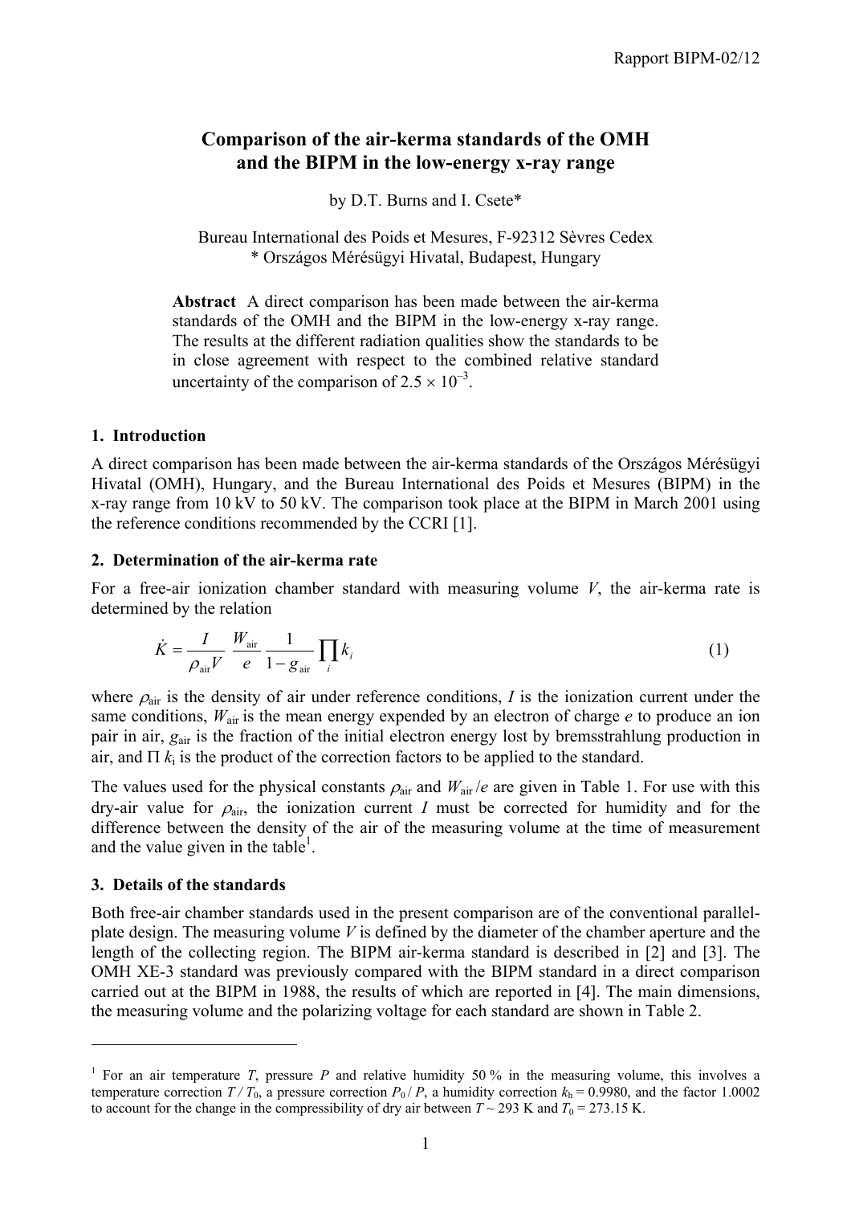# Comparison of the air-kerma standards of the OMH and the BIPM in the low-energy x-ray range

by D.T. Burns and I. Csete*

Bureau International des Poids et Mesures, F-92312 Sèvres Cedex
\* Országos Mérésügyi Hivatal, Budapest, Hungary

**Abstract** A direct comparison has been made between the air-kerma standards of the OMH and the BIPM in the low-energy x-ray range. The results at the different radiation qualities show the standards to be in close agreement with respect to the combined relative standard uncertainty of the comparison of $2.5 \times 10^{-3}$.

## 1. Introduction

A direct comparison has been made between the air-kerma standards of the Országos Mérésügyi Hivatal (OMH), Hungary, and the Bureau International des Poids et Mesures (BIPM) in the x-ray range from 10 kV to 50 kV. The comparison took place at the BIPM in March 2001 using the reference conditions recommended by the CCRI [1].

## 2. Determination of the air-kerma rate

For a free-air ionization chamber standard with measuring volume $V$, the air-kerma rate is determined by the relation

$$\dot{K} = \frac{I}{\rho_{\mathrm{air}} V} \frac{W_{\mathrm{air}}}{e} \frac{1}{1 - g_{\mathrm{air}}} \prod_i k_i \qquad (1)$$

where $\rho_{\mathrm{air}}$ is the density of air under reference conditions, $I$ is the ionization current under the same conditions, $W_{\mathrm{air}}$ is the mean energy expended by an electron of charge $e$ to produce an ion pair in air, $g_{\mathrm{air}}$ is the fraction of the initial electron energy lost by bremsstrahlung production in air, and $\Pi\, k_i$ is the product of the correction factors to be applied to the standard.

The values used for the physical constants $\rho_{\mathrm{air}}$ and $W_{\mathrm{air}}/e$ are given in Table 1. For use with this dry-air value for $\rho_{\mathrm{air}}$, the ionization current $I$ must be corrected for humidity and for the difference between the density of the air of the measuring volume at the time of measurement and the value given in the table[1].

## 3. Details of the standards

Both free-air chamber standards used in the present comparison are of the conventional parallel-plate design. The measuring volume $V$ is defined by the diameter of the chamber aperture and the length of the collecting region. The BIPM air-kerma standard is described in [2] and [3]. The OMH XE-3 standard was previously compared with the BIPM standard in a direct comparison carried out at the BIPM in 1988, the results of which are reported in [4]. The main dimensions, the measuring volume and the polarizing voltage for each standard are shown in Table 2.

---

[1] For an air temperature $T$, pressure $P$ and relative humidity 50 % in the measuring volume, this involves a temperature correction $T / T_0$, a pressure correction $P_0 / P$, a humidity correction $k_h = 0.9980$, and the factor 1.0002 to account for the change in the compressibility of dry air between $T \sim 293$ K and $T_0 = 273.15$ K.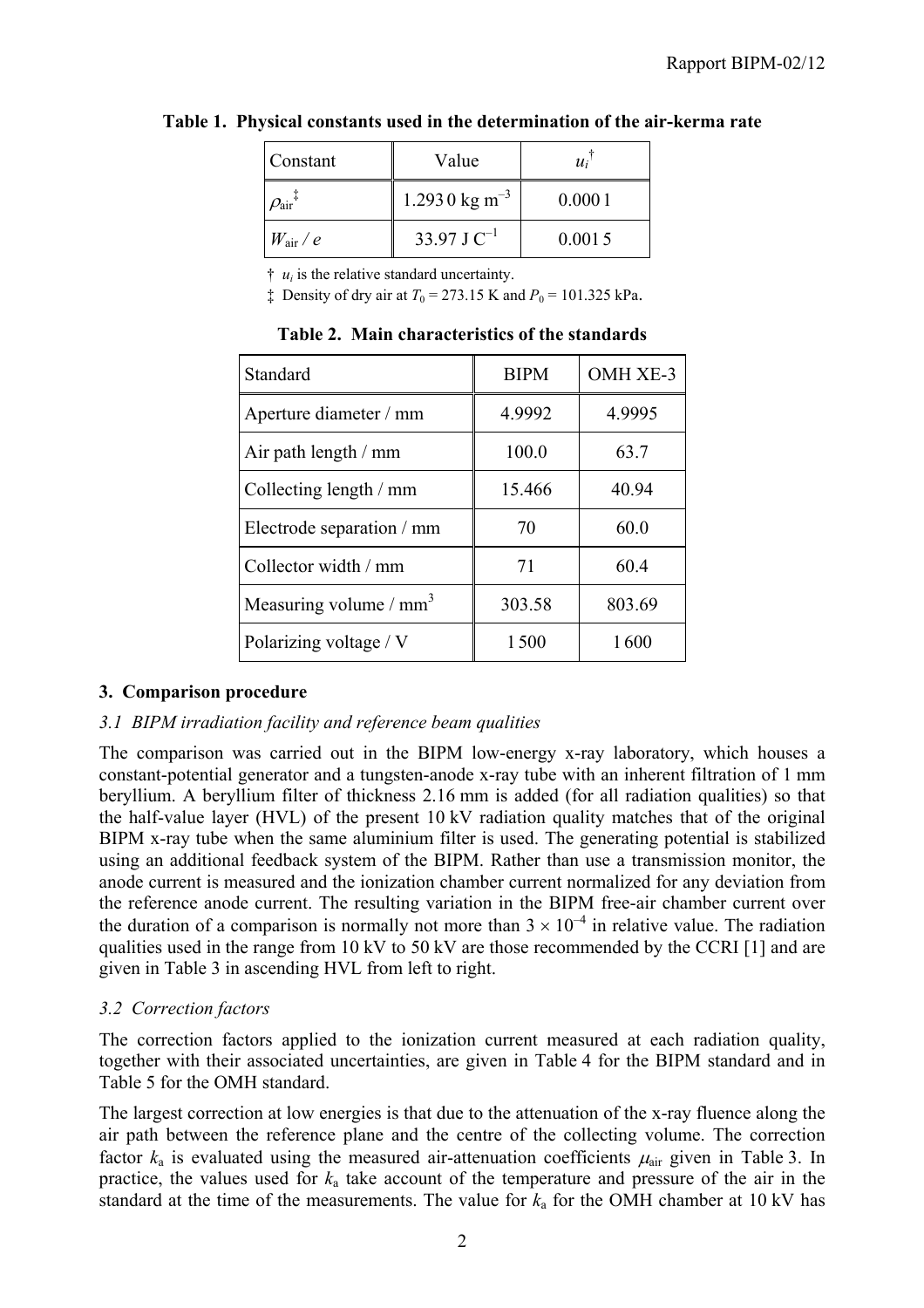**Table 1. Physical constants used in the determination of the air-kerma rate**

| Constant | Value | $u_i$ † |
|---|---|---|
| $\rho_{air}$ ‡ | 1.293 0 kg m$^{-3}$ | 0.000 1 |
| $W_{air} / e$ | 33.97 J C$^{-1}$ | 0.001 5 |

† $u_i$ is the relative standard uncertainty.

‡ Density of dry air at $T_0$ = 273.15 K and $P_0$ = 101.325 kPa.

**Table 2. Main characteristics of the standards**

| Standard | BIPM | OMH XE-3 |
|---|---|---|
| Aperture diameter / mm | 4.9992 | 4.9995 |
| Air path length / mm | 100.0 | 63.7 |
| Collecting length / mm | 15.466 | 40.94 |
| Electrode separation / mm | 70 | 60.0 |
| Collector width / mm | 71 | 60.4 |
| Measuring volume / mm$^3$ | 303.58 | 803.69 |
| Polarizing voltage / V | 1 500 | 1 600 |

## 3. Comparison procedure

### *3.1 BIPM irradiation facility and reference beam qualities*

The comparison was carried out in the BIPM low-energy x-ray laboratory, which houses a constant-potential generator and a tungsten-anode x-ray tube with an inherent filtration of 1 mm beryllium. A beryllium filter of thickness 2.16 mm is added (for all radiation qualities) so that the half-value layer (HVL) of the present 10 kV radiation quality matches that of the original BIPM x-ray tube when the same aluminium filter is used. The generating potential is stabilized using an additional feedback system of the BIPM. Rather than use a transmission monitor, the anode current is measured and the ionization chamber current normalized for any deviation from the reference anode current. The resulting variation in the BIPM free-air chamber current over the duration of a comparison is normally not more than $3 \times 10^{-4}$ in relative value. The radiation qualities used in the range from 10 kV to 50 kV are those recommended by the CCRI [1] and are given in Table 3 in ascending HVL from left to right.

### *3.2 Correction factors*

The correction factors applied to the ionization current measured at each radiation quality, together with their associated uncertainties, are given in Table 4 for the BIPM standard and in Table 5 for the OMH standard.

The largest correction at low energies is that due to the attenuation of the x-ray fluence along the air path between the reference plane and the centre of the collecting volume. The correction factor $k_a$ is evaluated using the measured air-attenuation coefficients $\mu_{air}$ given in Table 3. In practice, the values used for $k_a$ take account of the temperature and pressure of the air in the standard at the time of the measurements. The value for $k_a$ for the OMH chamber at 10 kV has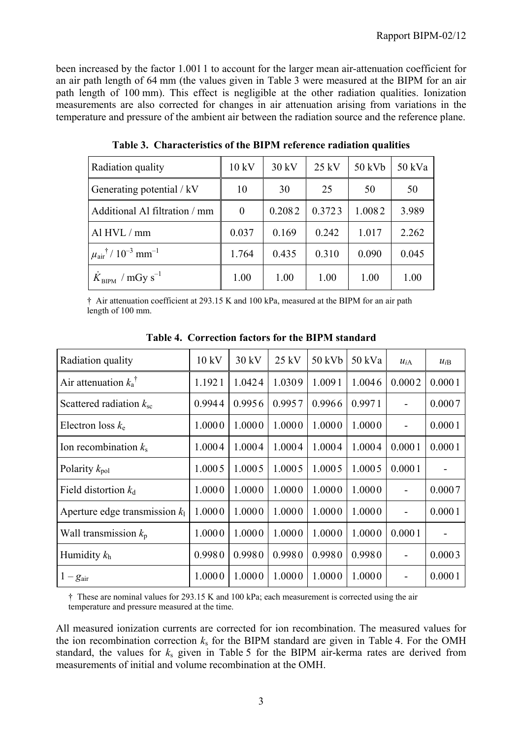been increased by the factor 1.001 1 to account for the larger mean air-attenuation coefficient for an air path length of 64 mm (the values given in Table 3 were measured at the BIPM for an air path length of 100 mm). This effect is negligible at the other radiation qualities. Ionization measurements are also corrected for changes in air attenuation arising from variations in the temperature and pressure of the ambient air between the radiation source and the reference plane.

**Table 3. Characteristics of the BIPM reference radiation qualities**

| Radiation quality | 10 kV | 30 kV | 25 kV | 50 kVb | 50 kVa |
|---|---|---|---|---|---|
| Generating potential / kV | 10 | 30 | 25 | 50 | 50 |
| Additional Al filtration / mm | 0 | 0.208 2 | 0.372 3 | 1.008 2 | 3.989 |
| Al HVL / mm | 0.037 | 0.169 | 0.242 | 1.017 | 2.262 |
| $\mu_{air}$† / $10^{-3}$ mm$^{-1}$ | 1.764 | 0.435 | 0.310 | 0.090 | 0.045 |
| $\dot{K}_{BIPM}$ / mGy s$^{-1}$ | 1.00 | 1.00 | 1.00 | 1.00 | 1.00 |

† Air attenuation coefficient at 293.15 K and 100 kPa, measured at the BIPM for an air path length of 100 mm.

**Table 4. Correction factors for the BIPM standard**

| Radiation quality | 10 kV | 30 kV | 25 kV | 50 kVb | 50 kVa | $u_{iA}$ | $u_{iB}$ |
|---|---|---|---|---|---|---|---|
| Air attenuation $k_a$† | 1.192 1 | 1.042 4 | 1.030 9 | 1.009 1 | 1.004 6 | 0.000 2 | 0.000 1 |
| Scattered radiation $k_{sc}$ | 0.994 4 | 0.995 6 | 0.995 7 | 0.996 6 | 0.997 1 | - | 0.000 7 |
| Electron loss $k_e$ | 1.000 0 | 1.000 0 | 1.000 0 | 1.000 0 | 1.000 0 | - | 0.000 1 |
| Ion recombination $k_s$ | 1.000 4 | 1.000 4 | 1.000 4 | 1.000 4 | 1.000 4 | 0.000 1 | 0.000 1 |
| Polarity $k_{pol}$ | 1.000 5 | 1.000 5 | 1.000 5 | 1.000 5 | 1.000 5 | 0.000 1 | - |
| Field distortion $k_d$ | 1.000 0 | 1.000 0 | 1.000 0 | 1.000 0 | 1.000 0 | - | 0.000 7 |
| Aperture edge transmission $k_l$ | 1.000 0 | 1.000 0 | 1.000 0 | 1.000 0 | 1.000 0 | - | 0.000 1 |
| Wall transmission $k_p$ | 1.000 0 | 1.000 0 | 1.000 0 | 1.000 0 | 1.000 0 | 0.000 1 | - |
| Humidity $k_h$ | 0.998 0 | 0.998 0 | 0.998 0 | 0.998 0 | 0.998 0 | - | 0.000 3 |
| $1 - g_{air}$ | 1.000 0 | 1.000 0 | 1.000 0 | 1.000 0 | 1.000 0 | - | 0.000 1 |

† These are nominal values for 293.15 K and 100 kPa; each measurement is corrected using the air temperature and pressure measured at the time.

All measured ionization currents are corrected for ion recombination. The measured values for the ion recombination correction $k_s$ for the BIPM standard are given in Table 4. For the OMH standard, the values for $k_s$ given in Table 5 for the BIPM air-kerma rates are derived from measurements of initial and volume recombination at the OMH.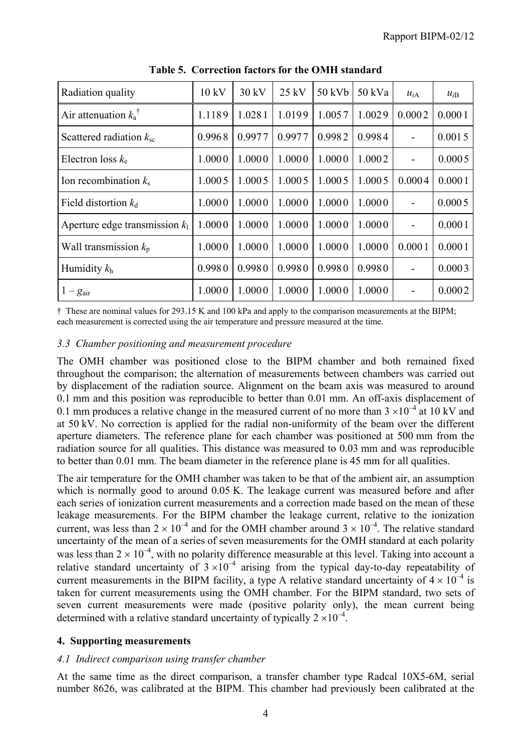**Table 5. Correction factors for the OMH standard**

| Radiation quality | 10 kV | 30 kV | 25 kV | 50 kVb | 50 kVa | $u_{i\mathrm{A}}$ | $u_{i\mathrm{B}}$ |
|---|---|---|---|---|---|---|---|
| Air attenuation $k_a$ † | 1.1189 | 1.0281 | 1.0199 | 1.0057 | 1.0029 | 0.0002 | 0.0001 |
| Scattered radiation $k_{sc}$ | 0.9968 | 0.9977 | 0.9977 | 0.9982 | 0.9984 | - | 0.0015 |
| Electron loss $k_e$ | 1.0000 | 1.0000 | 1.0000 | 1.0000 | 1.0002 | - | 0.0005 |
| Ion recombination $k_s$ | 1.0005 | 1.0005 | 1.0005 | 1.0005 | 1.0005 | 0.0004 | 0.0001 |
| Field distortion $k_d$ | 1.0000 | 1.0000 | 1.0000 | 1.0000 | 1.0000 | - | 0.0005 |
| Aperture edge transmission $k_l$ | 1.0000 | 1.0000 | 1.0000 | 1.0000 | 1.0000 | - | 0.0001 |
| Wall transmission $k_p$ | 1.0000 | 1.0000 | 1.0000 | 1.0000 | 1.0000 | 0.0001 | 0.0001 |
| Humidity $k_h$ | 0.9980 | 0.9980 | 0.9980 | 0.9980 | 0.9980 | - | 0.0003 |
| $1 - g_{air}$ | 1.0000 | 1.0000 | 1.0000 | 1.0000 | 1.0000 | - | 0.0002 |

† These are nominal values for 293.15 K and 100 kPa and apply to the comparison measurements at the BIPM; each measurement is corrected using the air temperature and pressure measured at the time.

### *3.3 Chamber positioning and measurement procedure*

The OMH chamber was positioned close to the BIPM chamber and both remained fixed throughout the comparison; the alternation of measurements between chambers was carried out by displacement of the radiation source. Alignment on the beam axis was measured to around 0.1 mm and this position was reproducible to better than 0.01 mm. An off-axis displacement of 0.1 mm produces a relative change in the measured current of no more than $3 \times 10^{-4}$ at 10 kV and at 50 kV. No correction is applied for the radial non-uniformity of the beam over the different aperture diameters. The reference plane for each chamber was positioned at 500 mm from the radiation source for all qualities. This distance was measured to 0.03 mm and was reproducible to better than 0.01 mm. The beam diameter in the reference plane is 45 mm for all qualities.

The air temperature for the OMH chamber was taken to be that of the ambient air, an assumption which is normally good to around 0.05 K. The leakage current was measured before and after each series of ionization current measurements and a correction made based on the mean of these leakage measurements. For the BIPM chamber the leakage current, relative to the ionization current, was less than $2 \times 10^{-4}$ and for the OMH chamber around $3 \times 10^{-4}$. The relative standard uncertainty of the mean of a series of seven measurements for the OMH standard at each polarity was less than $2 \times 10^{-4}$, with no polarity difference measurable at this level. Taking into account a relative standard uncertainty of $3 \times 10^{-4}$ arising from the typical day-to-day repeatability of current measurements in the BIPM facility, a type A relative standard uncertainty of $4 \times 10^{-4}$ is taken for current measurements using the OMH chamber. For the BIPM standard, two sets of seven current measurements were made (positive polarity only), the mean current being determined with a relative standard uncertainty of typically $2 \times 10^{-4}$.

## 4. Supporting measurements

### *4.1 Indirect comparison using transfer chamber*

At the same time as the direct comparison, a transfer chamber type Radcal 10X5-6M, serial number 8626, was calibrated at the BIPM. This chamber had previously been calibrated at the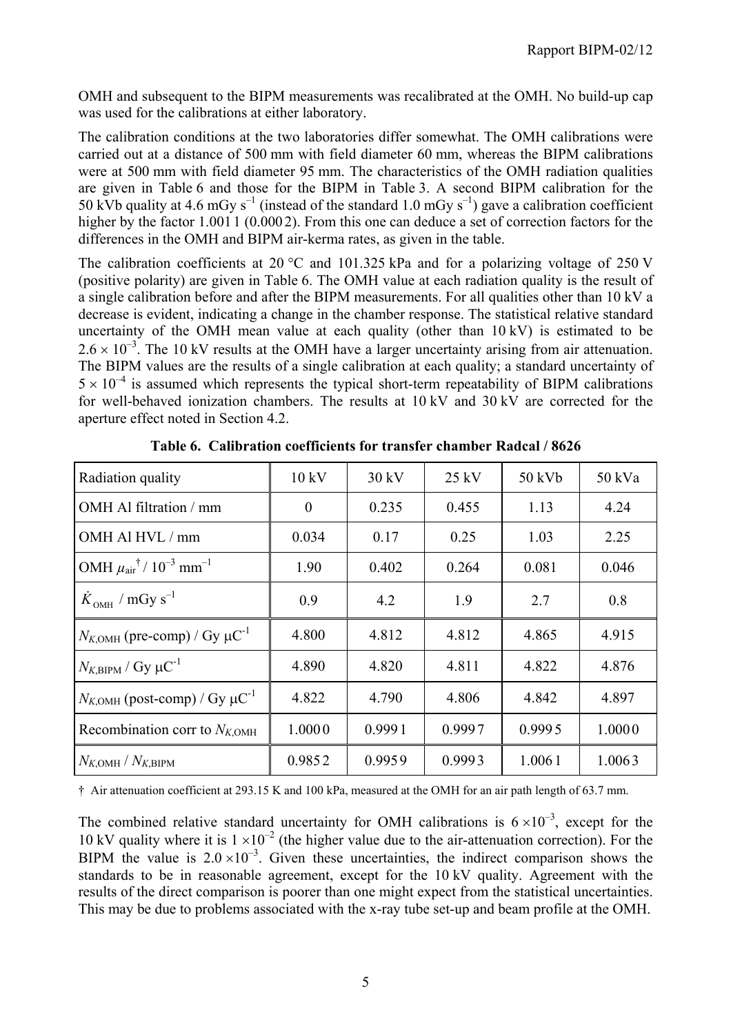OMH and subsequent to the BIPM measurements was recalibrated at the OMH. No build-up cap was used for the calibrations at either laboratory.

The calibration conditions at the two laboratories differ somewhat. The OMH calibrations were carried out at a distance of 500 mm with field diameter 60 mm, whereas the BIPM calibrations were at 500 mm with field diameter 95 mm. The characteristics of the OMH radiation qualities are given in Table 6 and those for the BIPM in Table 3. A second BIPM calibration for the 50 kVb quality at 4.6 mGy s$^{-1}$ (instead of the standard 1.0 mGy s$^{-1}$) gave a calibration coefficient higher by the factor 1.001 1 (0.000 2). From this one can deduce a set of correction factors for the differences in the OMH and BIPM air-kerma rates, as given in the table.

The calibration coefficients at 20 °C and 101.325 kPa and for a polarizing voltage of 250 V (positive polarity) are given in Table 6. The OMH value at each radiation quality is the result of a single calibration before and after the BIPM measurements. For all qualities other than 10 kV a decrease is evident, indicating a change in the chamber response. The statistical relative standard uncertainty of the OMH mean value at each quality (other than 10 kV) is estimated to be $2.6 \times 10^{-3}$. The 10 kV results at the OMH have a larger uncertainty arising from air attenuation. The BIPM values are the results of a single calibration at each quality; a standard uncertainty of $5 \times 10^{-4}$ is assumed which represents the typical short-term repeatability of BIPM calibrations for well-behaved ionization chambers. The results at 10 kV and 30 kV are corrected for the aperture effect noted in Section 4.2.

**Table 6. Calibration coefficients for transfer chamber Radcal / 8626**

| Radiation quality | 10 kV | 30 kV | 25 kV | 50 kVb | 50 kVa |
|---|---|---|---|---|---|
| OMH Al filtration / mm | 0 | 0.235 | 0.455 | 1.13 | 4.24 |
| OMH Al HVL / mm | 0.034 | 0.17 | 0.25 | 1.03 | 2.25 |
| OMH $\mu_{air}$† / $10^{-3}$ mm$^{-1}$ | 1.90 | 0.402 | 0.264 | 0.081 | 0.046 |
| $\dot{K}_{OMH}$ / mGy s$^{-1}$ | 0.9 | 4.2 | 1.9 | 2.7 | 0.8 |
| $N_{K,OMH}$ (pre-comp) / Gy μC$^{-1}$ | 4.800 | 4.812 | 4.812 | 4.865 | 4.915 |
| $N_{K,BIPM}$ / Gy μC$^{-1}$ | 4.890 | 4.820 | 4.811 | 4.822 | 4.876 |
| $N_{K,OMH}$ (post-comp) / Gy μC$^{-1}$ | 4.822 | 4.790 | 4.806 | 4.842 | 4.897 |
| Recombination corr to $N_{K,OMH}$ | 1.000 0 | 0.999 1 | 0.999 7 | 0.999 5 | 1.000 0 |
| $N_{K,OMH}$ / $N_{K,BIPM}$ | 0.985 2 | 0.995 9 | 0.999 3 | 1.006 1 | 1.006 3 |

† Air attenuation coefficient at 293.15 K and 100 kPa, measured at the OMH for an air path length of 63.7 mm.

The combined relative standard uncertainty for OMH calibrations is $6 \times 10^{-3}$, except for the 10 kV quality where it is $1 \times 10^{-2}$ (the higher value due to the air-attenuation correction). For the BIPM the value is $2.0 \times 10^{-3}$. Given these uncertainties, the indirect comparison shows the standards to be in reasonable agreement, except for the 10 kV quality. Agreement with the results of the direct comparison is poorer than one might expect from the statistical uncertainties. This may be due to problems associated with the x-ray tube set-up and beam profile at the OMH.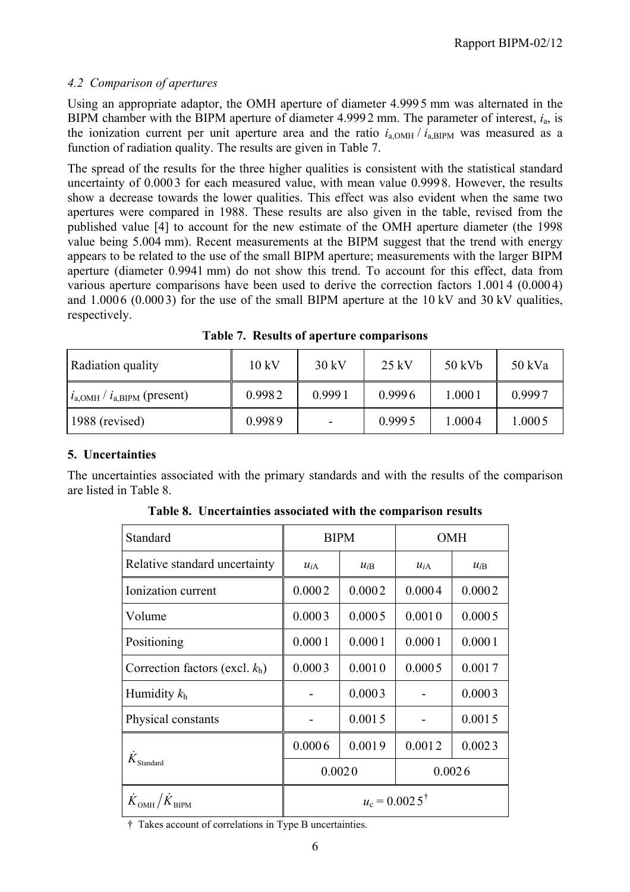### *4.2 Comparison of apertures*

Using an appropriate adaptor, the OMH aperture of diameter 4.999 5 mm was alternated in the BIPM chamber with the BIPM aperture of diameter 4.999 2 mm. The parameter of interest, $i_a$, is the ionization current per unit aperture area and the ratio $i_{a,OMH} / i_{a,BIPM}$ was measured as a function of radiation quality. The results are given in Table 7.

The spread of the results for the three higher qualities is consistent with the statistical standard uncertainty of 0.000 3 for each measured value, with mean value 0.999 8. However, the results show a decrease towards the lower qualities. This effect was also evident when the same two apertures were compared in 1988. These results are also given in the table, revised from the published value [4] to account for the new estimate of the OMH aperture diameter (the 1998 value being 5.004 mm). Recent measurements at the BIPM suggest that the trend with energy appears to be related to the use of the small BIPM aperture; measurements with the larger BIPM aperture (diameter 0.9941 mm) do not show this trend. To account for this effect, data from various aperture comparisons have been used to derive the correction factors 1.001 4 (0.000 4) and 1.000 6 (0.000 3) for the use of the small BIPM aperture at the 10 kV and 30 kV qualities, respectively.

**Table 7. Results of aperture comparisons**

| Radiation quality | 10 kV | 30 kV | 25 kV | 50 kVb | 50 kVa |
|---|---|---|---|---|---|
| $i_{a,OMH} / i_{a,BIPM}$ (present) | 0.998 2 | 0.999 1 | 0.999 6 | 1.000 1 | 0.999 7 |
| 1988 (revised) | 0.998 9 | - | 0.999 5 | 1.000 4 | 1.000 5 |

## 5. Uncertainties

The uncertainties associated with the primary standards and with the results of the comparison are listed in Table 8.

**Table 8. Uncertainties associated with the comparison results**

| Standard | BIPM | | OMH | |
|---|---|---|---|---|
| Relative standard uncertainty | $u_{iA}$ | $u_{iB}$ | $u_{iA}$ | $u_{iB}$ |
| Ionization current | 0.000 2 | 0.000 2 | 0.000 4 | 0.000 2 |
| Volume | 0.000 3 | 0.000 5 | 0.001 0 | 0.000 5 |
| Positioning | 0.000 1 | 0.000 1 | 0.000 1 | 0.000 1 |
| Correction factors (excl. $k_h$) | 0.000 3 | 0.001 0 | 0.000 5 | 0.001 7 |
| Humidity $k_h$ | - | 0.000 3 | - | 0.000 3 |
| Physical constants | - | 0.001 5 | - | 0.001 5 |
| $\dot{K}_{\text{Standard}}$ | 0.000 6 | 0.001 9 | 0.001 2 | 0.002 3 |
| | 0.002 0 | | 0.002 6 | |
| $\dot{K}_{\text{OMH}} / \dot{K}_{\text{BIPM}}$ | $u_c = 0.002\,5$ † | | | |

† Takes account of correlations in Type B uncertainties.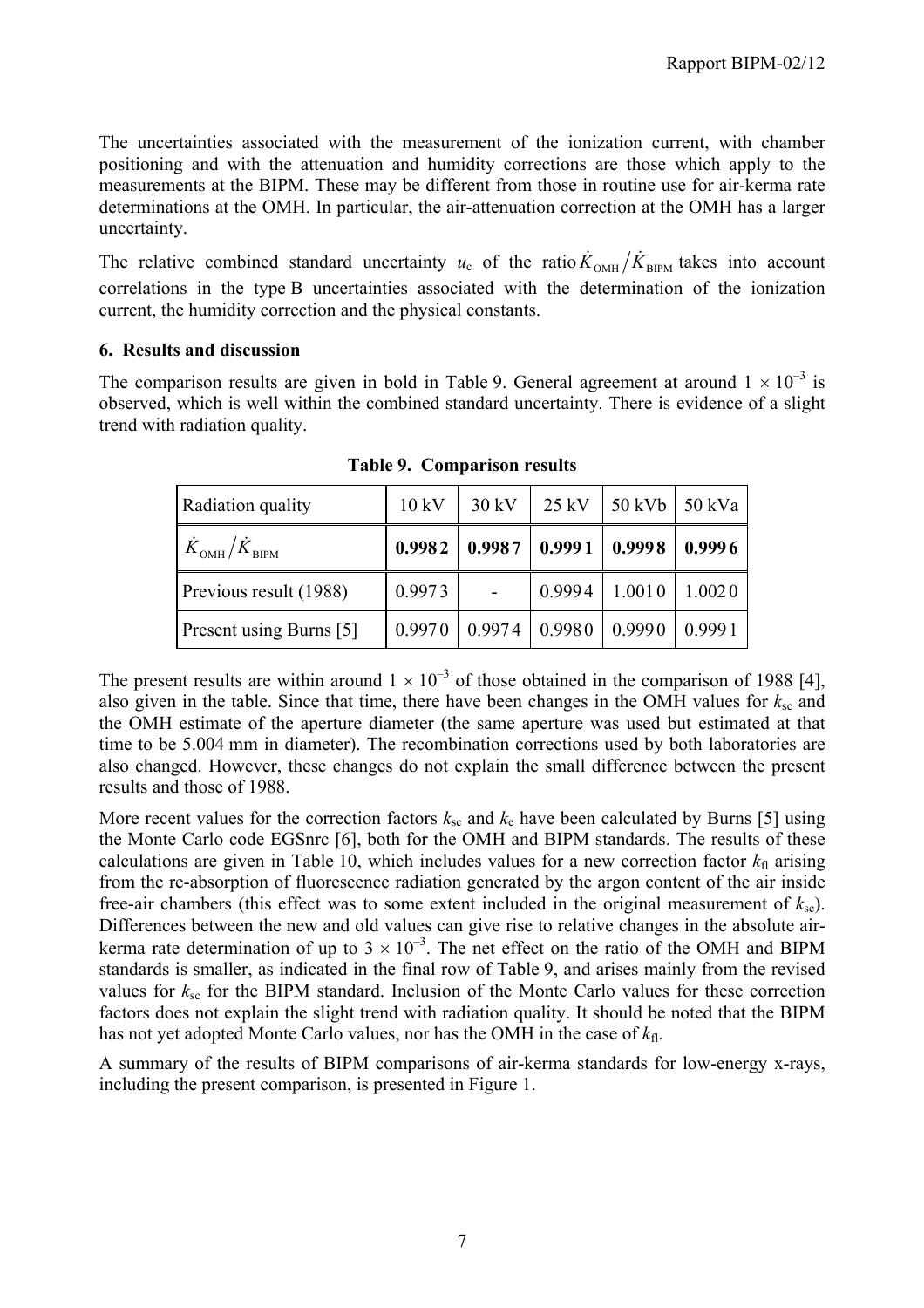The uncertainties associated with the measurement of the ionization current, with chamber positioning and with the attenuation and humidity corrections are those which apply to the measurements at the BIPM. These may be different from those in routine use for air-kerma rate determinations at the OMH. In particular, the air-attenuation correction at the OMH has a larger uncertainty.

The relative combined standard uncertainty $u_c$ of the ratio $\dot{K}_{\mathrm{OMH}}/\dot{K}_{\mathrm{BIPM}}$ takes into account correlations in the type B uncertainties associated with the determination of the ionization current, the humidity correction and the physical constants.

### 6. Results and discussion

The comparison results are given in bold in Table 9. General agreement at around $1 \times 10^{-3}$ is observed, which is well within the combined standard uncertainty. There is evidence of a slight trend with radiation quality.

**Table 9. Comparison results**

| Radiation quality | 10 kV | 30 kV | 25 kV | 50 kVb | 50 kVa |
|---|---|---|---|---|---|
| $\dot{K}_{\mathrm{OMH}}/\dot{K}_{\mathrm{BIPM}}$ | **0.9982** | **0.9987** | **0.9991** | **0.9998** | **0.9996** |
| Previous result (1988) | 0.9973 | - | 0.9994 | 1.0010 | 1.0020 |
| Present using Burns [5] | 0.9970 | 0.9974 | 0.9980 | 0.9990 | 0.9991 |

The present results are within around $1 \times 10^{-3}$ of those obtained in the comparison of 1988 [4], also given in the table. Since that time, there have been changes in the OMH values for $k_{sc}$ and the OMH estimate of the aperture diameter (the same aperture was used but estimated at that time to be 5.004 mm in diameter). The recombination corrections used by both laboratories are also changed. However, these changes do not explain the small difference between the present results and those of 1988.

More recent values for the correction factors $k_{sc}$ and $k_e$ have been calculated by Burns [5] using the Monte Carlo code EGSnrc [6], both for the OMH and BIPM standards. The results of these calculations are given in Table 10, which includes values for a new correction factor $k_{fl}$ arising from the re-absorption of fluorescence radiation generated by the argon content of the air inside free-air chambers (this effect was to some extent included in the original measurement of $k_{sc}$). Differences between the new and old values can give rise to relative changes in the absolute air-kerma rate determination of up to $3 \times 10^{-3}$. The net effect on the ratio of the OMH and BIPM standards is smaller, as indicated in the final row of Table 9, and arises mainly from the revised values for $k_{sc}$ for the BIPM standard. Inclusion of the Monte Carlo values for these correction factors does not explain the slight trend with radiation quality. It should be noted that the BIPM has not yet adopted Monte Carlo values, nor has the OMH in the case of $k_{fl}$.

A summary of the results of BIPM comparisons of air-kerma standards for low-energy x-rays, including the present comparison, is presented in Figure 1.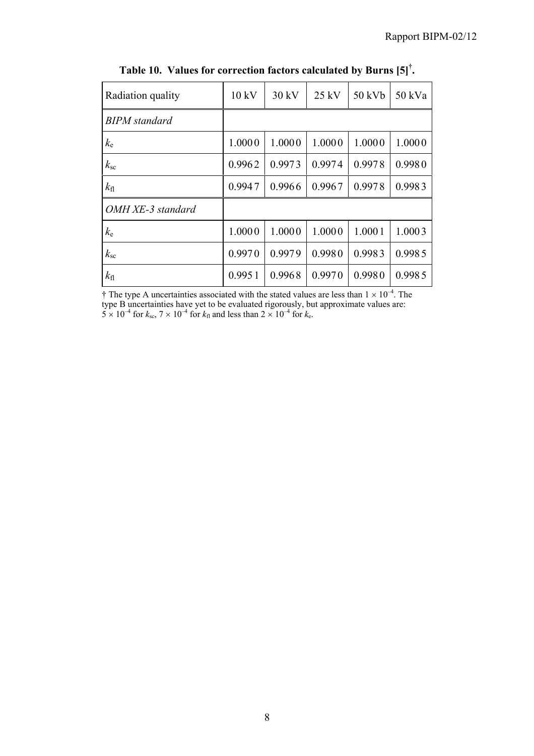**Table 10. Values for correction factors calculated by Burns [5]†.**

| Radiation quality | 10 kV | 30 kV | 25 kV | 50 kVb | 50 kVa |
|---|---|---|---|---|---|
| *BIPM standard* | | | | | |
| $k_e$ | 1.0000 | 1.0000 | 1.0000 | 1.0000 | 1.0000 |
| $k_{sc}$ | 0.9962 | 0.9973 | 0.9974 | 0.9978 | 0.9980 |
| $k_{fl}$ | 0.9947 | 0.9966 | 0.9967 | 0.9978 | 0.9983 |
| *OMH XE-3 standard* | | | | | |
| $k_e$ | 1.0000 | 1.0000 | 1.0000 | 1.0001 | 1.0003 |
| $k_{sc}$ | 0.9970 | 0.9979 | 0.9980 | 0.9983 | 0.9985 |
| $k_{fl}$ | 0.9951 | 0.9968 | 0.9970 | 0.9980 | 0.9985 |

† The type A uncertainties associated with the stated values are less than $1 \times 10^{-4}$. The type B uncertainties have yet to be evaluated rigorously, but approximate values are: $5 \times 10^{-4}$ for $k_{sc}$, $7 \times 10^{-4}$ for $k_{fl}$ and less than $2 \times 10^{-4}$ for $k_e$.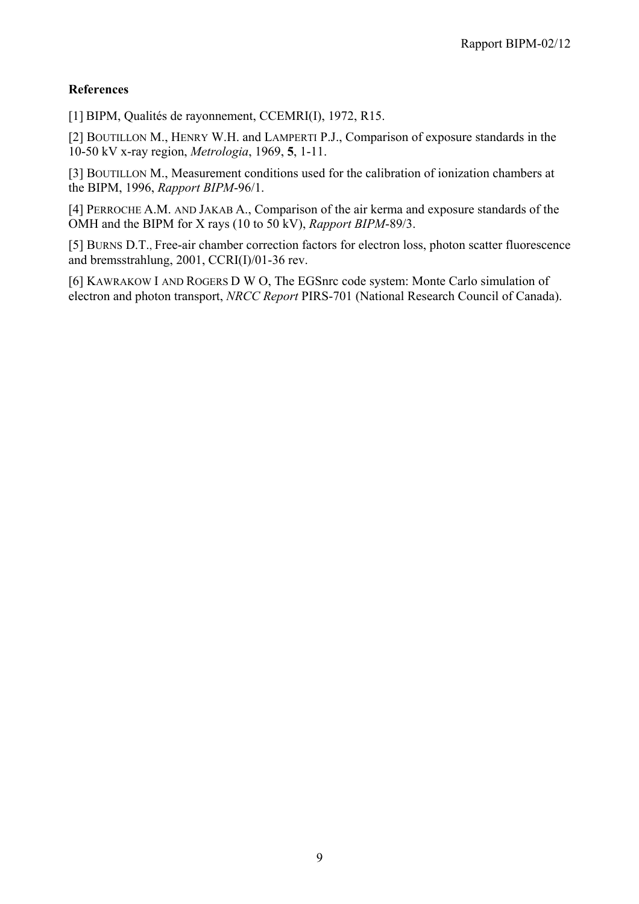**References**

[1] BIPM, Qualités de rayonnement, CCEMRI(I), 1972, R15.

[2] BOUTILLON M., HENRY W.H. and LAMPERTI P.J., Comparison of exposure standards in the 10-50 kV x-ray region, *Metrologia*, 1969, **5**, 1-11.

[3] BOUTILLON M., Measurement conditions used for the calibration of ionization chambers at the BIPM, 1996, *Rapport BIPM*-96/1.

[4] PERROCHE A.M. AND JAKAB A., Comparison of the air kerma and exposure standards of the OMH and the BIPM for X rays (10 to 50 kV), *Rapport BIPM*-89/3.

[5] BURNS D.T., Free-air chamber correction factors for electron loss, photon scatter fluorescence and bremsstrahlung, 2001, CCRI(I)/01-36 rev.

[6] KAWRAKOW I AND ROGERS D W O, The EGSnrc code system: Monte Carlo simulation of electron and photon transport, *NRCC Report* PIRS-701 (National Research Council of Canada).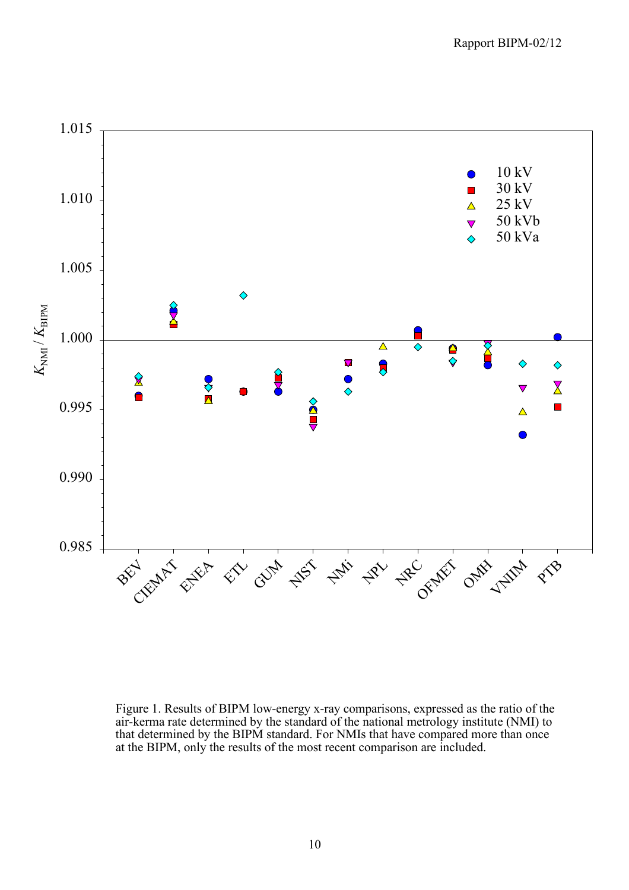1.015

1.010

1.005

1.000

0.995

0.990

0.985

$K_{NMI} / K_{BIPM}$

10 kV
30 kV
25 kV
50 kVb
50 kVa

BEV CIEMAT ENEA ETL GUM NIST NMi NPL NRC OFMET OMH VNIIM PTB

Figure 1. Results of BIPM low-energy x-ray comparisons, expressed as the ratio of the air-kerma rate determined by the standard of the national metrology institute (NMI) to that determined by the BIPM standard. For NMIs that have compared more than once at the BIPM, only the results of the most recent comparison are included.